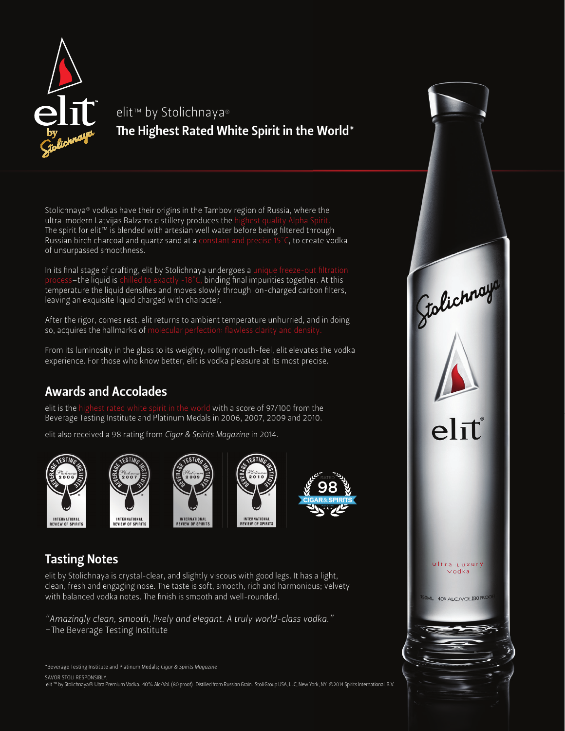elit™ by Stolichnaya®

# The Highest Rated White Spirit in the World*

Stolichnaya® vodkas have their origins in the Tambov region of Russia, where the ultra-modern Latvijas Balzams distillery produces the highest quality Alpha Spirit. The spirit for elit™ is blended with artesian well water before being filtered through Russian birch charcoal and quartz sand at a constant and precise 15°C, to create vodka of unsurpassed smoothness.

In its final stage of crafting, elit by Stolichnaya undergoes a unique freeze-out filtration process—the liquid is chilled to exactly -18°C, binding final impurities together. At this temperature the liquid densifies and moves slowly through ion-charged carbon filters, leaving an exquisite liquid charged with character.

After the rigor, comes rest. elit returns to ambient temperature unhurried, and in doing so, acquires the hallmarks of molecular perfection: flawless clarity and density.

From its luminosity in the glass to its weighty, rolling mouth-feel, elit elevates the vodka experience. For those who know better, elit is vodka pleasure at its most precise.

## Awards and Accolades

elit is the highest rated white spirit in the world with a score of 97/100 from the Beverage Testing Institute and Platinum Medals in 2006, 2007, 2009 and 2010.

elit also received a 98 rating from *Cigar & Spirits Magazine* in 2014.

## Tasting Notes

elit by Stolichnaya is crystal-clear, and slightly viscous with good legs. It has a light, clean, fresh and engaging nose. The taste is soft, smooth, rich and harmonious; velvety with balanced vodka notes. The finish is smooth and well-rounded.

*"Amazingly clean, smooth, lively and elegant. A truly world-class vodka."*
—The Beverage Testing Institute

*Beverage Testing Institute and Platinum Medals; *Cigar & Spirits Magazine*

SAVOR STOLI RESPONSIBLY.
elit ™ by Stolichnaya® Ultra Premium Vodka. 40% Alc/Vol. (80 proof). Distilled from Russian Grain. Stoli Group USA, LLC, New York, NY ©2014 Spirits International, B.V.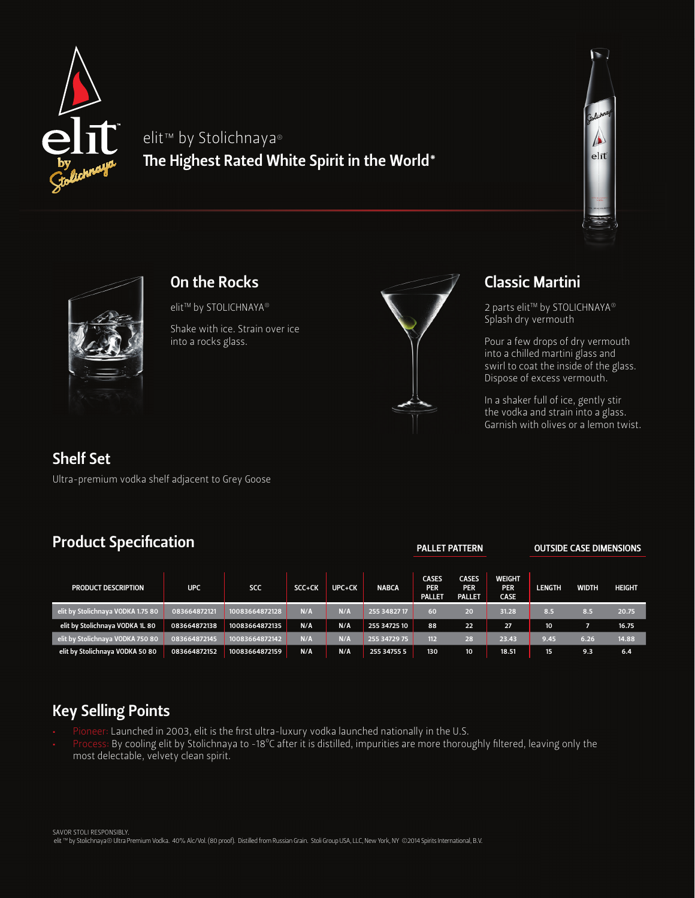elit™ by Stolichnaya®

# The Highest Rated White Spirit in the World*

## On the Rocks

elit™ by STOLICHNAYA®

Shake with ice. Strain over ice into a rocks glass.

## Classic Martini

2 parts elit™ by STOLICHNAYA®
Splash dry vermouth

Pour a few drops of dry vermouth into a chilled martini glass and swirl to coat the inside of the glass. Dispose of excess vermouth.

In a shaker full of ice, gently stir the vodka and strain into a glass. Garnish with olives or a lemon twist.

## Shelf Set

Ultra-premium vodka shelf adjacent to Grey Goose

## Product Specification

| | | | | | | PALLET PATTERN | | | OUTSIDE CASE DIMENSIONS | | |
|---|---|---|---|---|---|---|---|---|---|---|---|
| PRODUCT DESCRIPTION | UPC | SCC | SCC+CK | UPC+CK | NABCA | CASES PER PALLET | CASES PER PALLET | WEIGHT PER CASE | LENGTH | WIDTH | HEIGHT |
| elit by Stolichnaya VODKA 1.75 80 | 083664872121 | 10083664872128 | N/A | N/A | 255 34827 17 | 60 | 20 | 31.28 | 8.5 | 8.5 | 20.75 |
| elit by Stolichnaya VODKA 1L 80 | 083664872138 | 10083664872135 | N/A | N/A | 255 34725 10 | 88 | 22 | 27 | 10 | 7 | 16.75 |
| elit by Stolichnaya VODKA 750 80 | 083664872145 | 10083664872142 | N/A | N/A | 255 34729 75 | 112 | 28 | 23.43 | 9.45 | 6.26 | 14.88 |
| elit by Stolichnaya VODKA 50 80 | 083664872152 | 10083664872159 | N/A | N/A | 255 34755 5 | 130 | 10 | 18.51 | 15 | 9.3 | 6.4 |

## Key Selling Points

- Pioneer: Launched in 2003, elit is the first ultra-luxury vodka launched nationally in the U.S.
- Process: By cooling elit by Stolichnaya to -18°C after it is distilled, impurities are more thoroughly filtered, leaving only the most delectable, velvety clean spirit.

SAVOR STOLI RESPONSIBLY.
elit ™ by Stolichnaya® Ultra Premium Vodka. 40% Alc/Vol. (80 proof). Distilled from Russian Grain. Stoli Group USA, LLC, New York, NY ©2014 Spirits International, B.V.